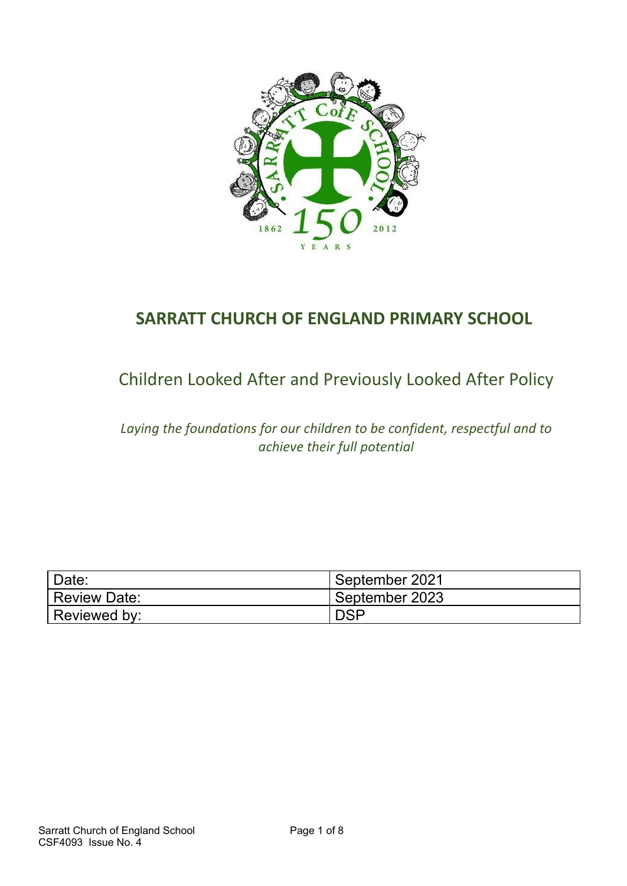# SARRATT CHURCH OF ENGLAND PRIMARY SCHOOL

## Children Looked After and Previously Looked After Policy

*Laying the foundations for our children to be confident, respectful and to achieve their full potential*

| Date: | September 2021 |
|---|---|
| Review Date: | September 2023 |
| Reviewed by: | DSP |

Sarratt Church of England School
CSF4093 Issue No. 4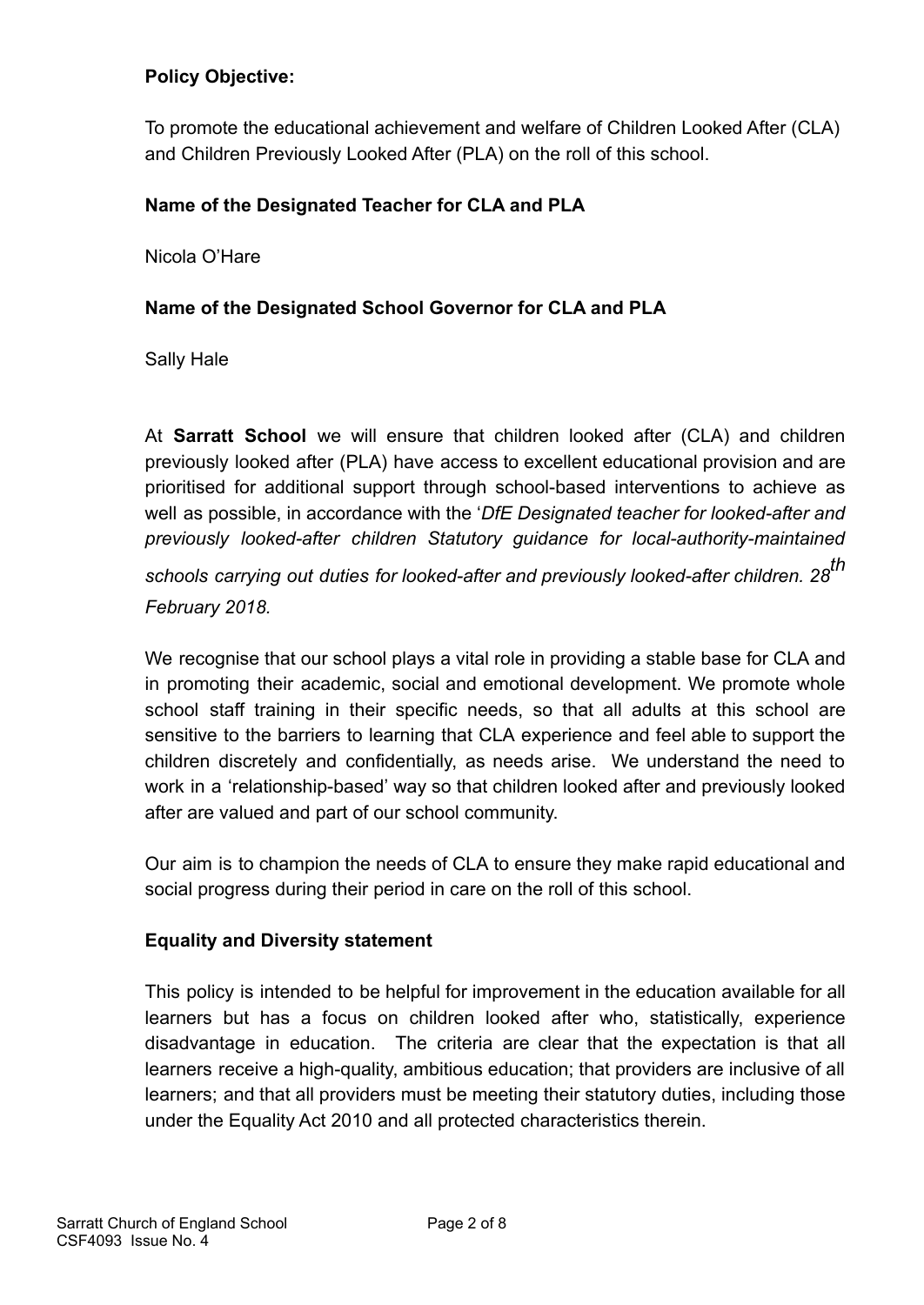**Policy Objective:**

To promote the educational achievement and welfare of Children Looked After (CLA) and Children Previously Looked After (PLA) on the roll of this school.

**Name of the Designated Teacher for CLA and PLA**

Nicola O'Hare

**Name of the Designated School Governor for CLA and PLA**

Sally Hale

At **Sarratt School** we will ensure that children looked after (CLA) and children previously looked after (PLA) have access to excellent educational provision and are prioritised for additional support through school-based interventions to achieve as well as possible, in accordance with the '*DfE Designated teacher for looked-after and previously looked-after children Statutory guidance for local-authority-maintained schools carrying out duties for looked-after and previously looked-after children. 28th February 2018.*

We recognise that our school plays a vital role in providing a stable base for CLA and in promoting their academic, social and emotional development. We promote whole school staff training in their specific needs, so that all adults at this school are sensitive to the barriers to learning that CLA experience and feel able to support the children discretely and confidentially, as needs arise. We understand the need to work in a 'relationship-based' way so that children looked after and previously looked after are valued and part of our school community.

Our aim is to champion the needs of CLA to ensure they make rapid educational and social progress during their period in care on the roll of this school.

**Equality and Diversity statement**

This policy is intended to be helpful for improvement in the education available for all learners but has a focus on children looked after who, statistically, experience disadvantage in education. The criteria are clear that the expectation is that all learners receive a high-quality, ambitious education; that providers are inclusive of all learners; and that all providers must be meeting their statutory duties, including those under the Equality Act 2010 and all protected characteristics therein.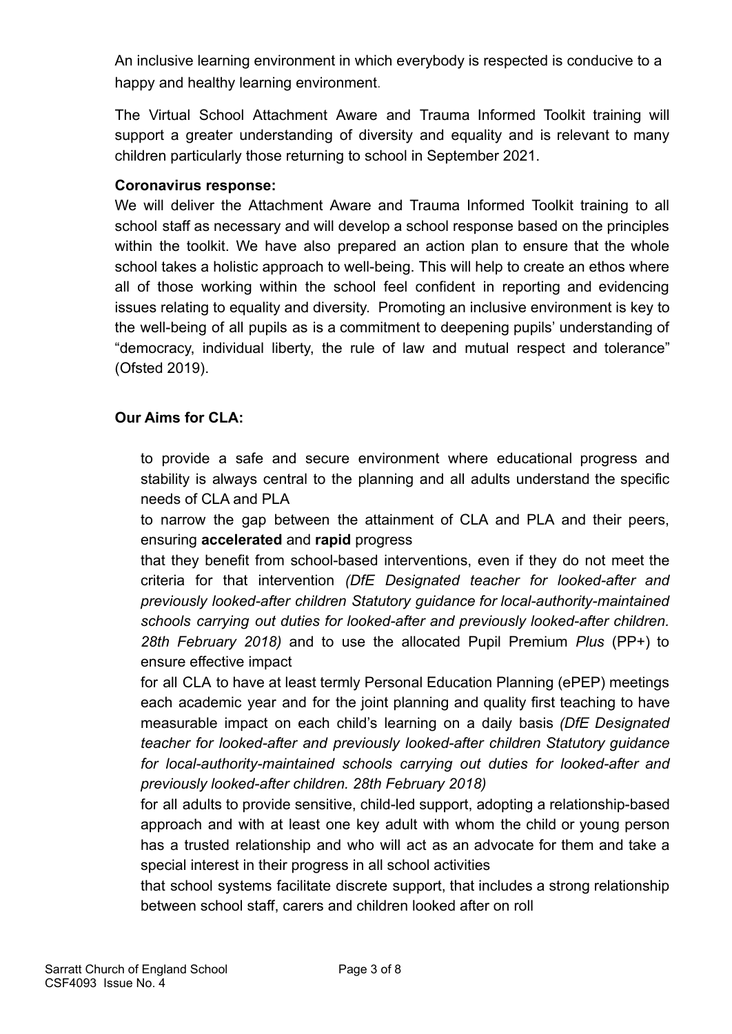An inclusive learning environment in which everybody is respected is conducive to a happy and healthy learning environment.

The Virtual School Attachment Aware and Trauma Informed Toolkit training will support a greater understanding of diversity and equality and is relevant to many children particularly those returning to school in September 2021.

**Coronavirus response:**
We will deliver the Attachment Aware and Trauma Informed Toolkit training to all school staff as necessary and will develop a school response based on the principles within the toolkit. We have also prepared an action plan to ensure that the whole school takes a holistic approach to well-being. This will help to create an ethos where all of those working within the school feel confident in reporting and evidencing issues relating to equality and diversity. Promoting an inclusive environment is key to the well-being of all pupils as is a commitment to deepening pupils' understanding of "democracy, individual liberty, the rule of law and mutual respect and tolerance" (Ofsted 2019).

**Our Aims for CLA:**

- to provide a safe and secure environment where educational progress and stability is always central to the planning and all adults understand the specific needs of CLA and PLA
- to narrow the gap between the attainment of CLA and PLA and their peers, ensuring **accelerated** and **rapid** progress
- that they benefit from school-based interventions, even if they do not meet the criteria for that intervention *(DfE Designated teacher for looked-after and previously looked-after children Statutory guidance for local-authority-maintained schools carrying out duties for looked-after and previously looked-after children. 28th February 2018)* and to use the allocated Pupil Premium *Plus* (PP+) to ensure effective impact
- for all CLA to have at least termly Personal Education Planning (ePEP) meetings each academic year and for the joint planning and quality first teaching to have measurable impact on each child's learning on a daily basis *(DfE Designated teacher for looked-after and previously looked-after children Statutory guidance for local-authority-maintained schools carrying out duties for looked-after and previously looked-after children. 28th February 2018)*
- for all adults to provide sensitive, child-led support, adopting a relationship-based approach and with at least one key adult with whom the child or young person has a trusted relationship and who will act as an advocate for them and take a special interest in their progress in all school activities
- that school systems facilitate discrete support, that includes a strong relationship between school staff, carers and children looked after on roll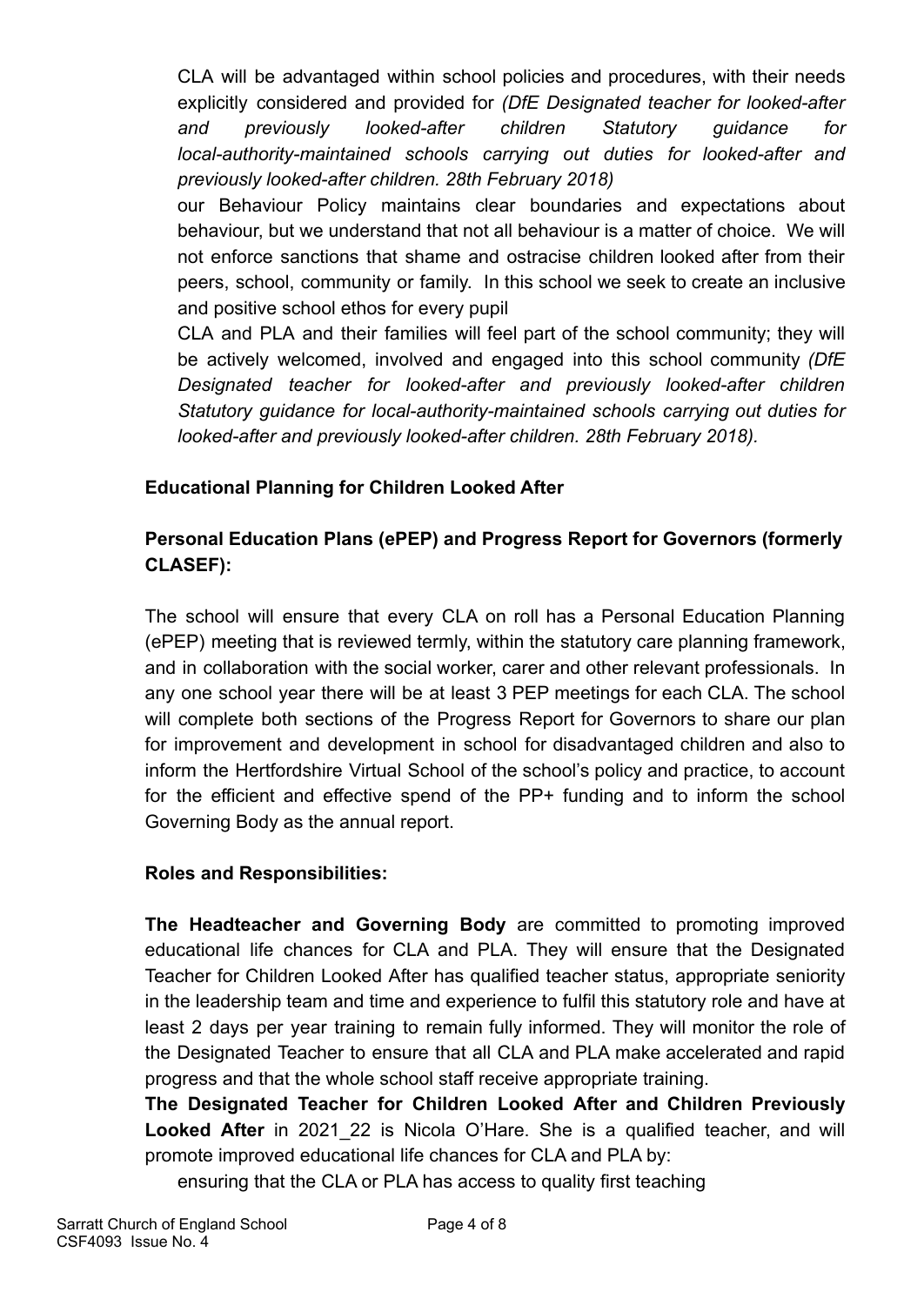CLA will be advantaged within school policies and procedures, with their needs explicitly considered and provided for *(DfE Designated teacher for looked-after and previously looked-after children Statutory guidance for local-authority-maintained schools carrying out duties for looked-after and previously looked-after children. 28th February 2018)*

our Behaviour Policy maintains clear boundaries and expectations about behaviour, but we understand that not all behaviour is a matter of choice. We will not enforce sanctions that shame and ostracise children looked after from their peers, school, community or family. In this school we seek to create an inclusive and positive school ethos for every pupil

CLA and PLA and their families will feel part of the school community; they will be actively welcomed, involved and engaged into this school community *(DfE Designated teacher for looked-after and previously looked-after children Statutory guidance for local-authority-maintained schools carrying out duties for looked-after and previously looked-after children. 28th February 2018).*

**Educational Planning for Children Looked After**

**Personal Education Plans (ePEP) and Progress Report for Governors (formerly CLASEF):**

The school will ensure that every CLA on roll has a Personal Education Planning (ePEP) meeting that is reviewed termly, within the statutory care planning framework, and in collaboration with the social worker, carer and other relevant professionals. In any one school year there will be at least 3 PEP meetings for each CLA. The school will complete both sections of the Progress Report for Governors to share our plan for improvement and development in school for disadvantaged children and also to inform the Hertfordshire Virtual School of the school's policy and practice, to account for the efficient and effective spend of the PP+ funding and to inform the school Governing Body as the annual report.

**Roles and Responsibilities:**

**The Headteacher and Governing Body** are committed to promoting improved educational life chances for CLA and PLA. They will ensure that the Designated Teacher for Children Looked After has qualified teacher status, appropriate seniority in the leadership team and time and experience to fulfil this statutory role and have at least 2 days per year training to remain fully informed. They will monitor the role of the Designated Teacher to ensure that all CLA and PLA make accelerated and rapid progress and that the whole school staff receive appropriate training.

**The Designated Teacher for Children Looked After and Children Previously Looked After** in 2021_22 is Nicola O'Hare. She is a qualified teacher, and will promote improved educational life chances for CLA and PLA by:

ensuring that the CLA or PLA has access to quality first teaching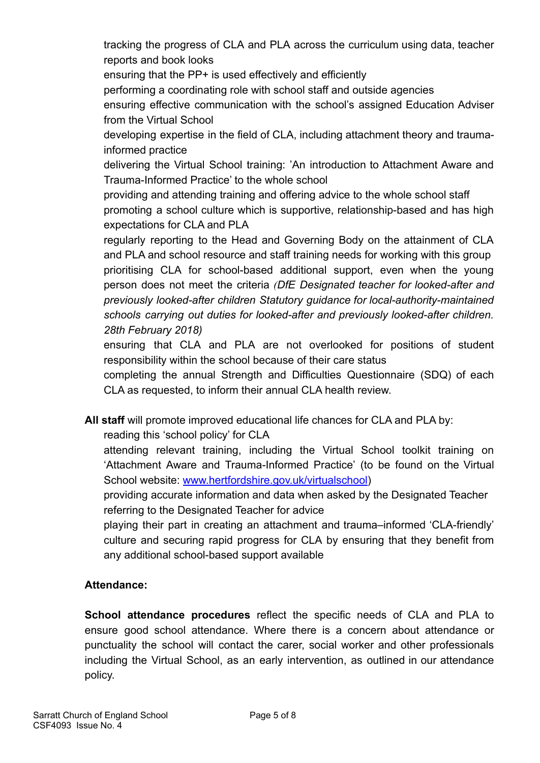- tracking the progress of CLA and PLA across the curriculum using data, teacher reports and book looks
- ensuring that the PP+ is used effectively and efficiently
- performing a coordinating role with school staff and outside agencies
- ensuring effective communication with the school's assigned Education Adviser from the Virtual School
- developing expertise in the field of CLA, including attachment theory and trauma-informed practice
- delivering the Virtual School training: 'An introduction to Attachment Aware and Trauma-Informed Practice' to the whole school
- providing and attending training and offering advice to the whole school staff
- promoting a school culture which is supportive, relationship-based and has high expectations for CLA and PLA
- regularly reporting to the Head and Governing Body on the attainment of CLA and PLA and school resource and staff training needs for working with this group
- prioritising CLA for school-based additional support, even when the young person does not meet the criteria *(DfE Designated teacher for looked-after and previously looked-after children Statutory guidance for local-authority-maintained schools carrying out duties for looked-after and previously looked-after children. 28th February 2018)*
- ensuring that CLA and PLA are not overlooked for positions of student responsibility within the school because of their care status
- completing the annual Strength and Difficulties Questionnaire (SDQ) of each CLA as requested, to inform their annual CLA health review.

**All staff** will promote improved educational life chances for CLA and PLA by:

- reading this 'school policy' for CLA
- attending relevant training, including the Virtual School toolkit training on 'Attachment Aware and Trauma-Informed Practice' (to be found on the Virtual School website: [www.hertfordshire.gov.uk/virtualschool](http://www.hertfordshire.gov.uk/virtualschool))
- providing accurate information and data when asked by the Designated Teacher
- referring to the Designated Teacher for advice
- playing their part in creating an attachment and trauma–informed 'CLA-friendly' culture and securing rapid progress for CLA by ensuring that they benefit from any additional school-based support available

**Attendance:**

**School attendance procedures** reflect the specific needs of CLA and PLA to ensure good school attendance. Where there is a concern about attendance or punctuality the school will contact the carer, social worker and other professionals including the Virtual School, as an early intervention, as outlined in our attendance policy.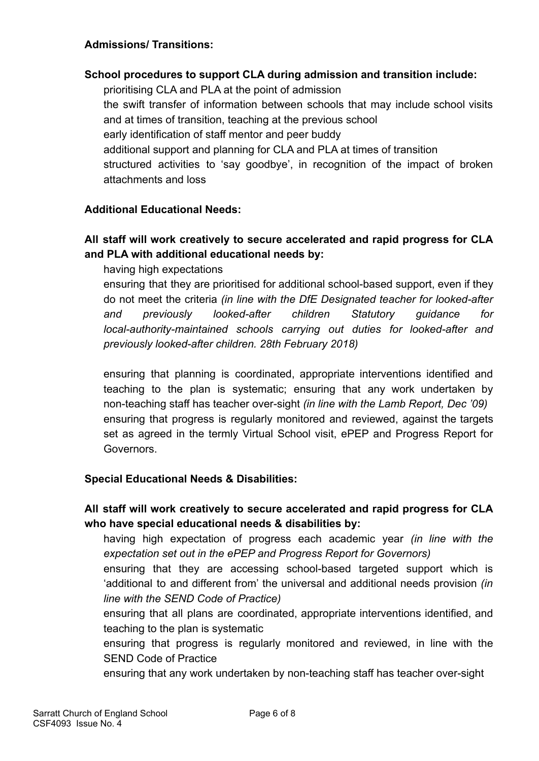**Admissions/ Transitions:**

**School procedures to support CLA during admission and transition include:**

- prioritising CLA and PLA at the point of admission
- the swift transfer of information between schools that may include school visits and at times of transition, teaching at the previous school
- early identification of staff mentor and peer buddy
- additional support and planning for CLA and PLA at times of transition
- structured activities to 'say goodbye', in recognition of the impact of broken attachments and loss

**Additional Educational Needs:**

**All staff will work creatively to secure accelerated and rapid progress for CLA and PLA with additional educational needs by:**

- having high expectations
- ensuring that they are prioritised for additional school-based support, even if they do not meet the criteria *(in line with the DfE Designated teacher for looked-after and previously looked-after children Statutory guidance for local-authority-maintained schools carrying out duties for looked-after and previously looked-after children. 28th February 2018)*

- ensuring that planning is coordinated, appropriate interventions identified and teaching to the plan is systematic; ensuring that any work undertaken by non-teaching staff has teacher over-sight *(in line with the Lamb Report, Dec '09)*
- ensuring that progress is regularly monitored and reviewed, against the targets set as agreed in the termly Virtual School visit, ePEP and Progress Report for Governors.

**Special Educational Needs & Disabilities:**

**All staff will work creatively to secure accelerated and rapid progress for CLA who have special educational needs & disabilities by:**

- having high expectation of progress each academic year *(in line with the expectation set out in the ePEP and Progress Report for Governors)*
- ensuring that they are accessing school-based targeted support which is 'additional to and different from' the universal and additional needs provision *(in line with the SEND Code of Practice)*
- ensuring that all plans are coordinated, appropriate interventions identified, and teaching to the plan is systematic
- ensuring that progress is regularly monitored and reviewed, in line with the SEND Code of Practice
- ensuring that any work undertaken by non-teaching staff has teacher over-sight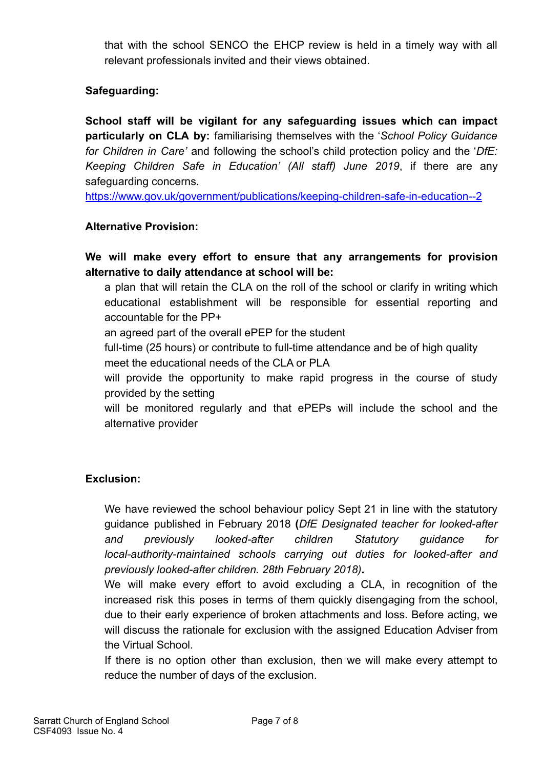that with the school SENCO the EHCP review is held in a timely way with all relevant professionals invited and their views obtained.

**Safeguarding:**

**School staff will be vigilant for any safeguarding issues which can impact particularly on CLA by:** familiarising themselves with the '*School Policy Guidance for Children in Care'* and following the school's child protection policy and the '*DfE: Keeping Children Safe in Education' (All staff) June 2019*, if there are any safeguarding concerns.
https://www.gov.uk/government/publications/keeping-children-safe-in-education--2

**Alternative Provision:**

**We will make every effort to ensure that any arrangements for provision alternative to daily attendance at school will be:**

- a plan that will retain the CLA on the roll of the school or clarify in writing which educational establishment will be responsible for essential reporting and accountable for the PP+
- an agreed part of the overall ePEP for the student
- full-time (25 hours) or contribute to full-time attendance and be of high quality
- meet the educational needs of the CLA or PLA
- will provide the opportunity to make rapid progress in the course of study provided by the setting
- will be monitored regularly and that ePEPs will include the school and the alternative provider

**Exclusion:**

- We have reviewed the school behaviour policy Sept 21 in line with the statutory guidance published in February 2018 **(***DfE Designated teacher for looked-after and previously looked-after children Statutory guidance for local-authority-maintained schools carrying out duties for looked-after and previously looked-after children. 28th February 2018)***.**
- We will make every effort to avoid excluding a CLA, in recognition of the increased risk this poses in terms of them quickly disengaging from the school, due to their early experience of broken attachments and loss. Before acting, we will discuss the rationale for exclusion with the assigned Education Adviser from the Virtual School.
- If there is no option other than exclusion, then we will make every attempt to reduce the number of days of the exclusion.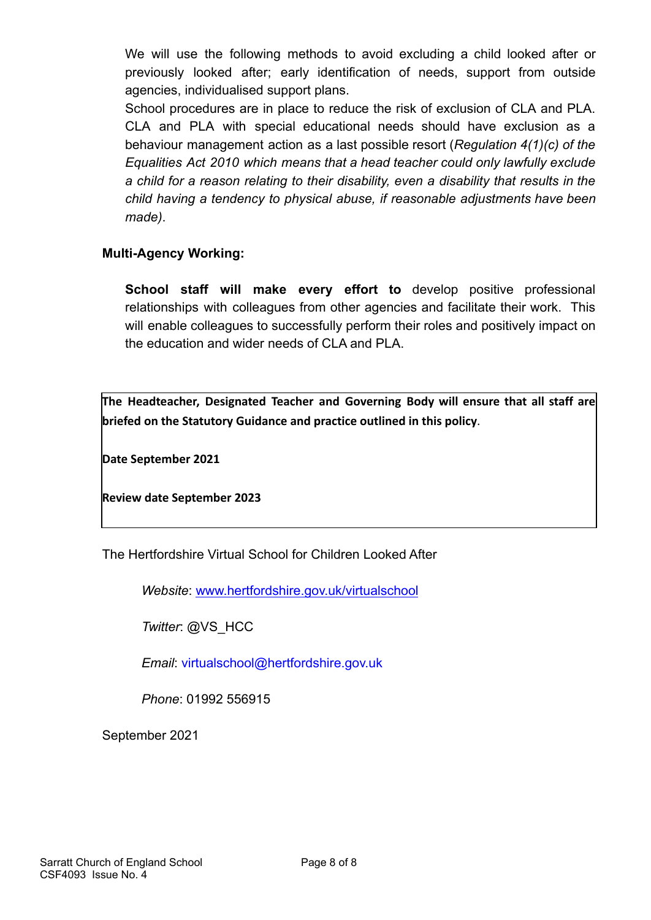We will use the following methods to avoid excluding a child looked after or previously looked after; early identification of needs, support from outside agencies, individualised support plans.

School procedures are in place to reduce the risk of exclusion of CLA and PLA. CLA and PLA with special educational needs should have exclusion as a behaviour management action as a last possible resort (*Regulation 4(1)(c) of the Equalities Act 2010 which means that a head teacher could only lawfully exclude a child for a reason relating to their disability, even a disability that results in the child having a tendency to physical abuse, if reasonable adjustments have been made)*.

**Multi-Agency Working:**

**School staff will make every effort to** develop positive professional relationships with colleagues from other agencies and facilitate their work. This will enable colleagues to successfully perform their roles and positively impact on the education and wider needs of CLA and PLA.

**The Headteacher, Designated Teacher and Governing Body will ensure that all staff are briefed on the Statutory Guidance and practice outlined in this policy**.

**Date September 2021**

**Review date September 2023**

The Hertfordshire Virtual School for Children Looked After

*Website*: www.hertfordshire.gov.uk/virtualschool

*Twitter*: @VS_HCC

*Email*: virtualschool@hertfordshire.gov.uk

*Phone*: 01992 556915

September 2021